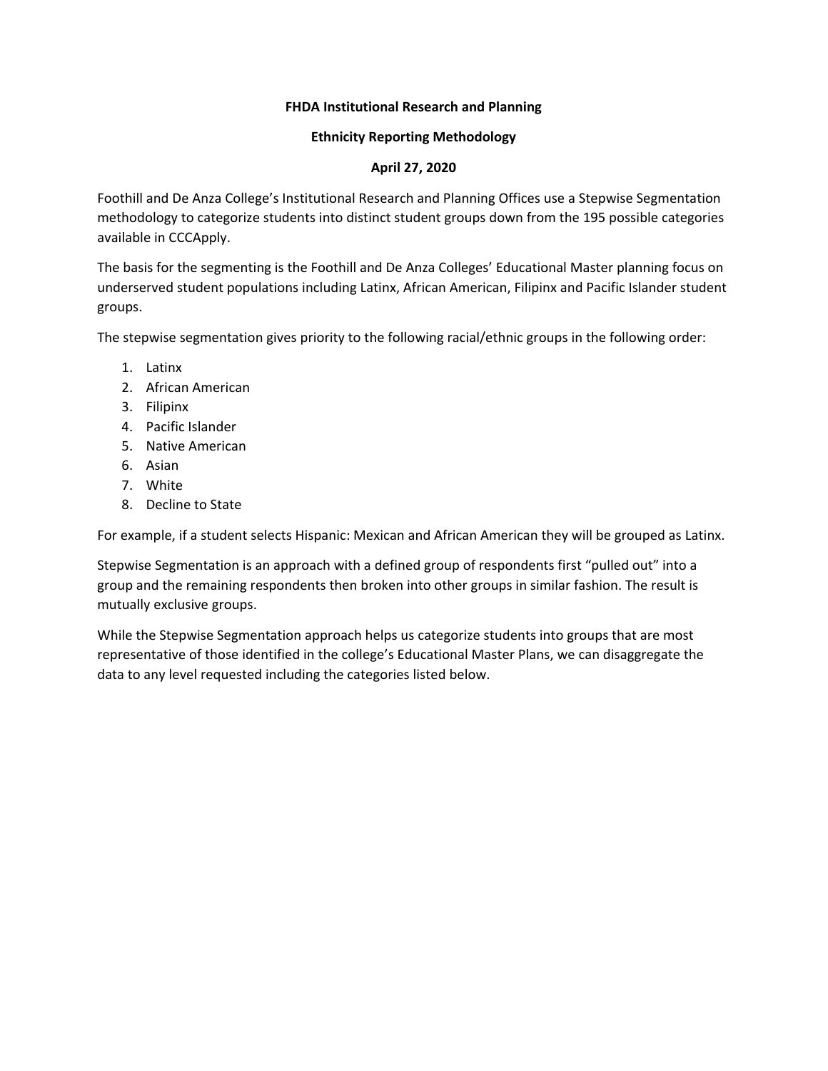**FHDA Institutional Research and Planning**

**Ethnicity Reporting Methodology**

**April 27, 2020**

Foothill and De Anza College's Institutional Research and Planning Offices use a Stepwise Segmentation methodology to categorize students into distinct student groups down from the 195 possible categories available in CCCApply.

The basis for the segmenting is the Foothill and De Anza Colleges' Educational Master planning focus on underserved student populations including Latinx, African American, Filipinx and Pacific Islander student groups.

The stepwise segmentation gives priority to the following racial/ethnic groups in the following order:

1. Latinx
2. African American
3. Filipinx
4. Pacific Islander
5. Native American
6. Asian
7. White
8. Decline to State

For example, if a student selects Hispanic: Mexican and African American they will be grouped as Latinx.

Stepwise Segmentation is an approach with a defined group of respondents first "pulled out" into a group and the remaining respondents then broken into other groups in similar fashion. The result is mutually exclusive groups.

While the Stepwise Segmentation approach helps us categorize students into groups that are most representative of those identified in the college's Educational Master Plans, we can disaggregate the data to any level requested including the categories listed below.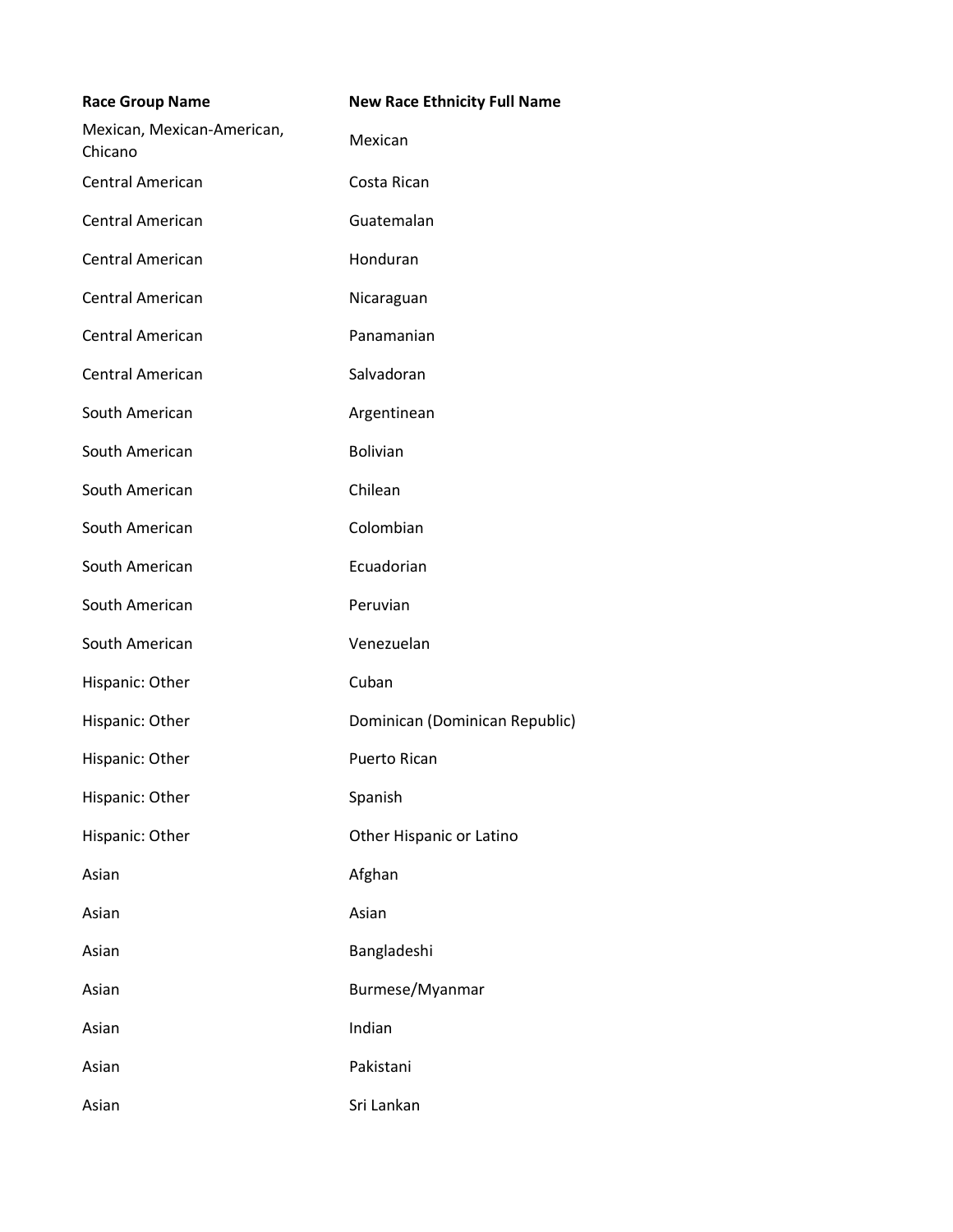| Race Group Name | New Race Ethnicity Full Name |
|---|---|
| Mexican, Mexican-American, Chicano | Mexican |
| Central American | Costa Rican |
| Central American | Guatemalan |
| Central American | Honduran |
| Central American | Nicaraguan |
| Central American | Panamanian |
| Central American | Salvadoran |
| South American | Argentinean |
| South American | Bolivian |
| South American | Chilean |
| South American | Colombian |
| South American | Ecuadorian |
| South American | Peruvian |
| South American | Venezuelan |
| Hispanic: Other | Cuban |
| Hispanic: Other | Dominican (Dominican Republic) |
| Hispanic: Other | Puerto Rican |
| Hispanic: Other | Spanish |
| Hispanic: Other | Other Hispanic or Latino |
| Asian | Afghan |
| Asian | Asian |
| Asian | Bangladeshi |
| Asian | Burmese/Myanmar |
| Asian | Indian |
| Asian | Pakistani |
| Asian | Sri Lankan |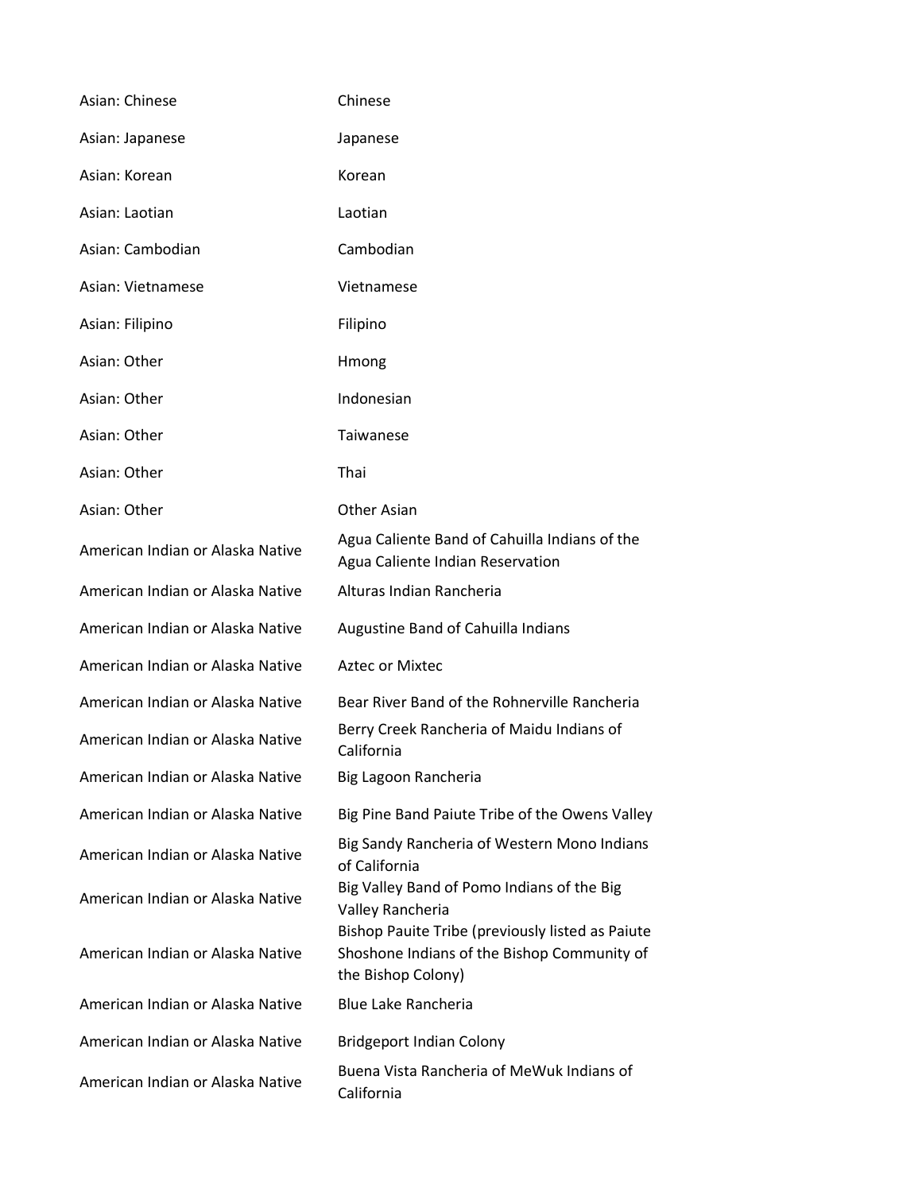| | |
|---|---|
| Asian: Chinese | Chinese |
| Asian: Japanese | Japanese |
| Asian: Korean | Korean |
| Asian: Laotian | Laotian |
| Asian: Cambodian | Cambodian |
| Asian: Vietnamese | Vietnamese |
| Asian: Filipino | Filipino |
| Asian: Other | Hmong |
| Asian: Other | Indonesian |
| Asian: Other | Taiwanese |
| Asian: Other | Thai |
| Asian: Other | Other Asian |
| American Indian or Alaska Native | Agua Caliente Band of Cahuilla Indians of the Agua Caliente Indian Reservation |
| American Indian or Alaska Native | Alturas Indian Rancheria |
| American Indian or Alaska Native | Augustine Band of Cahuilla Indians |
| American Indian or Alaska Native | Aztec or Mixtec |
| American Indian or Alaska Native | Bear River Band of the Rohnerville Rancheria |
| American Indian or Alaska Native | Berry Creek Rancheria of Maidu Indians of California |
| American Indian or Alaska Native | Big Lagoon Rancheria |
| American Indian or Alaska Native | Big Pine Band Paiute Tribe of the Owens Valley |
| American Indian or Alaska Native | Big Sandy Rancheria of Western Mono Indians of California |
| American Indian or Alaska Native | Big Valley Band of Pomo Indians of the Big Valley Rancheria |
| American Indian or Alaska Native | Bishop Pauite Tribe (previously listed as Paiute Shoshone Indians of the Bishop Community of the Bishop Colony) |
| American Indian or Alaska Native | Blue Lake Rancheria |
| American Indian or Alaska Native | Bridgeport Indian Colony |
| American Indian or Alaska Native | Buena Vista Rancheria of MeWuk Indians of California |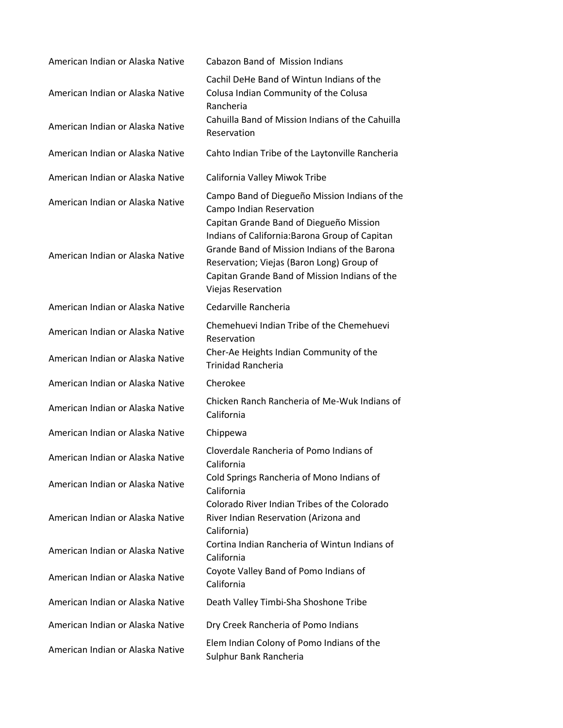| | |
|---|---|
| American Indian or Alaska Native | Cabazon Band of Mission Indians |
| American Indian or Alaska Native | Cachil DeHe Band of Wintun Indians of the Colusa Indian Community of the Colusa Rancheria |
| American Indian or Alaska Native | Cahuilla Band of Mission Indians of the Cahuilla Reservation |
| American Indian or Alaska Native | Cahto Indian Tribe of the Laytonville Rancheria |
| American Indian or Alaska Native | California Valley Miwok Tribe |
| American Indian or Alaska Native | Campo Band of Diegueño Mission Indians of the Campo Indian Reservation |
| American Indian or Alaska Native | Capitan Grande Band of Diegueño Mission Indians of California:Barona Group of Capitan Grande Band of Mission Indians of the Barona Reservation; Viejas (Baron Long) Group of Capitan Grande Band of Mission Indians of the Viejas Reservation |
| American Indian or Alaska Native | Cedarville Rancheria |
| American Indian or Alaska Native | Chemehuevi Indian Tribe of the Chemehuevi Reservation |
| American Indian or Alaska Native | Cher-Ae Heights Indian Community of the Trinidad Rancheria |
| American Indian or Alaska Native | Cherokee |
| American Indian or Alaska Native | Chicken Ranch Rancheria of Me-Wuk Indians of California |
| American Indian or Alaska Native | Chippewa |
| American Indian or Alaska Native | Cloverdale Rancheria of Pomo Indians of California |
| American Indian or Alaska Native | Cold Springs Rancheria of Mono Indians of California |
| American Indian or Alaska Native | Colorado River Indian Tribes of the Colorado River Indian Reservation (Arizona and California) |
| American Indian or Alaska Native | Cortina Indian Rancheria of Wintun Indians of California |
| American Indian or Alaska Native | Coyote Valley Band of Pomo Indians of California |
| American Indian or Alaska Native | Death Valley Timbi-Sha Shoshone Tribe |
| American Indian or Alaska Native | Dry Creek Rancheria of Pomo Indians |
| American Indian or Alaska Native | Elem Indian Colony of Pomo Indians of the Sulphur Bank Rancheria |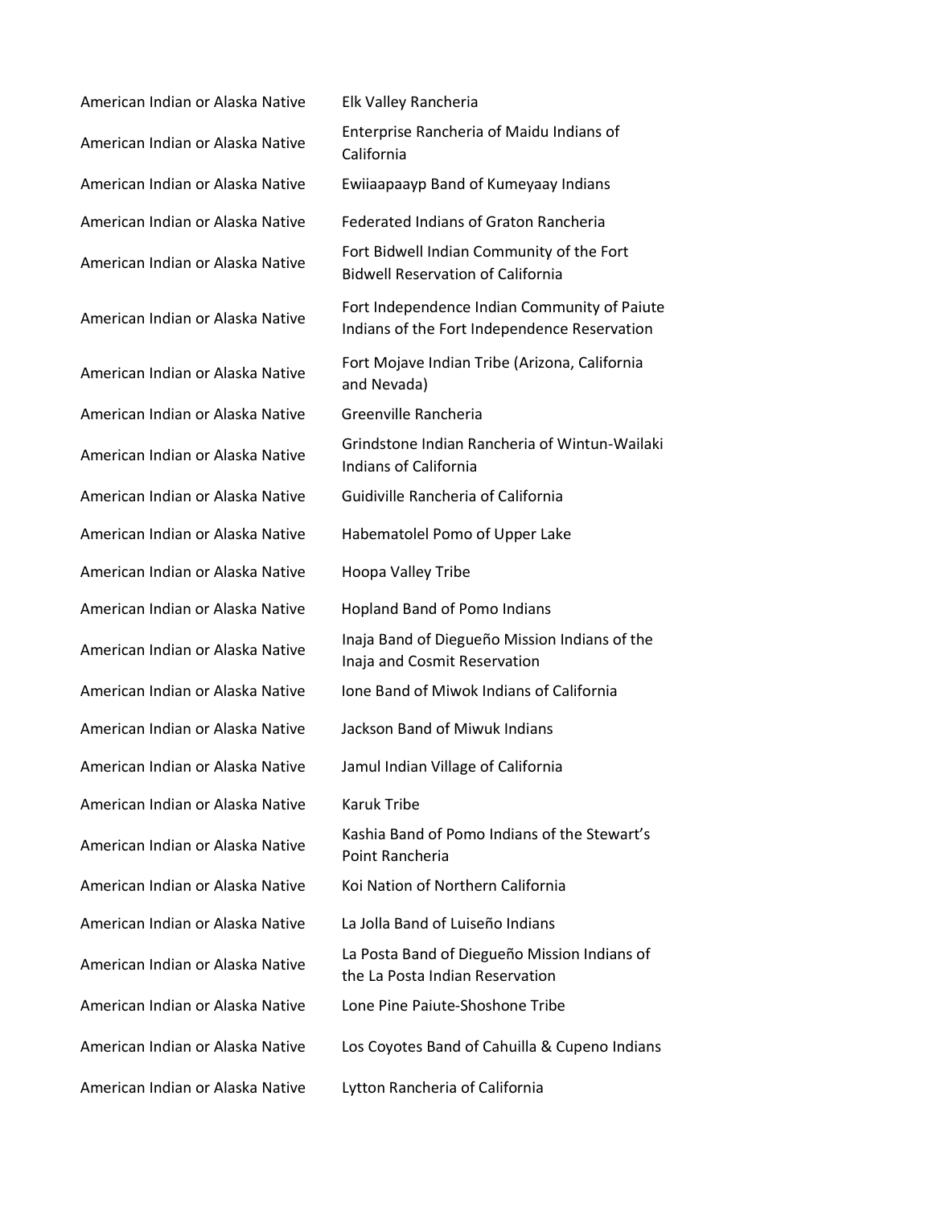| | |
|---|---|
| American Indian or Alaska Native | Elk Valley Rancheria |
| American Indian or Alaska Native | Enterprise Rancheria of Maidu Indians of California |
| American Indian or Alaska Native | Ewiiaapaayp Band of Kumeyaay Indians |
| American Indian or Alaska Native | Federated Indians of Graton Rancheria |
| American Indian or Alaska Native | Fort Bidwell Indian Community of the Fort Bidwell Reservation of California |
| American Indian or Alaska Native | Fort Independence Indian Community of Paiute Indians of the Fort Independence Reservation |
| American Indian or Alaska Native | Fort Mojave Indian Tribe (Arizona, California and Nevada) |
| American Indian or Alaska Native | Greenville Rancheria |
| American Indian or Alaska Native | Grindstone Indian Rancheria of Wintun-Wailaki Indians of California |
| American Indian or Alaska Native | Guidiville Rancheria of California |
| American Indian or Alaska Native | Habematolel Pomo of Upper Lake |
| American Indian or Alaska Native | Hoopa Valley Tribe |
| American Indian or Alaska Native | Hopland Band of Pomo Indians |
| American Indian or Alaska Native | Inaja Band of Diegueño Mission Indians of the Inaja and Cosmit Reservation |
| American Indian or Alaska Native | Ione Band of Miwok Indians of California |
| American Indian or Alaska Native | Jackson Band of Miwuk Indians |
| American Indian or Alaska Native | Jamul Indian Village of California |
| American Indian or Alaska Native | Karuk Tribe |
| American Indian or Alaska Native | Kashia Band of Pomo Indians of the Stewart's Point Rancheria |
| American Indian or Alaska Native | Koi Nation of Northern California |
| American Indian or Alaska Native | La Jolla Band of Luiseño Indians |
| American Indian or Alaska Native | La Posta Band of Diegueño Mission Indians of the La Posta Indian Reservation |
| American Indian or Alaska Native | Lone Pine Paiute-Shoshone Tribe |
| American Indian or Alaska Native | Los Coyotes Band of Cahuilla & Cupeno Indians |
| American Indian or Alaska Native | Lytton Rancheria of California |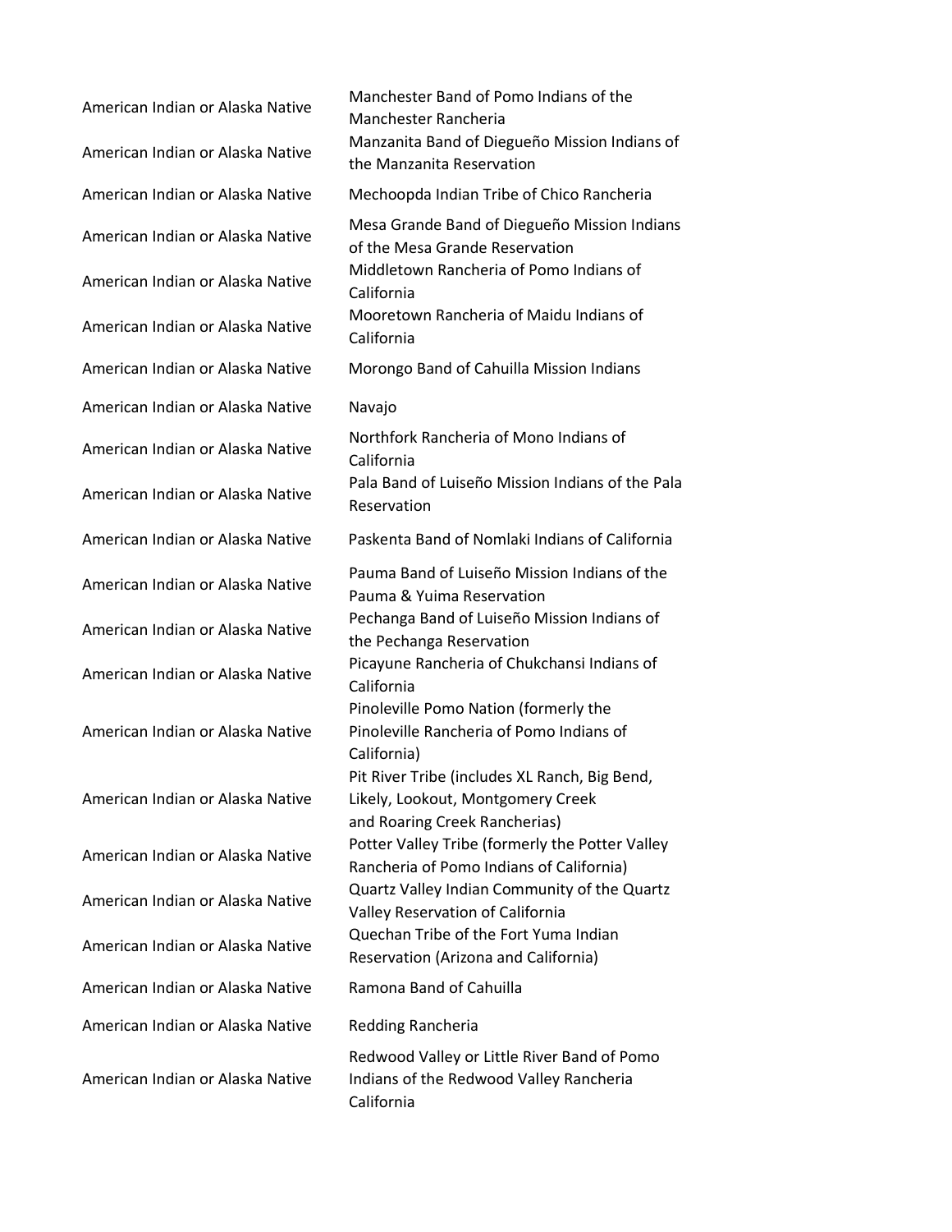| | |
|---|---|
| American Indian or Alaska Native | Manchester Band of Pomo Indians of the Manchester Rancheria |
| American Indian or Alaska Native | Manzanita Band of Diegueño Mission Indians of the Manzanita Reservation |
| American Indian or Alaska Native | Mechoopda Indian Tribe of Chico Rancheria |
| American Indian or Alaska Native | Mesa Grande Band of Diegueño Mission Indians of the Mesa Grande Reservation |
| American Indian or Alaska Native | Middletown Rancheria of Pomo Indians of California |
| American Indian or Alaska Native | Mooretown Rancheria of Maidu Indians of California |
| American Indian or Alaska Native | Morongo Band of Cahuilla Mission Indians |
| American Indian or Alaska Native | Navajo |
| American Indian or Alaska Native | Northfork Rancheria of Mono Indians of California |
| American Indian or Alaska Native | Pala Band of Luiseño Mission Indians of the Pala Reservation |
| American Indian or Alaska Native | Paskenta Band of Nomlaki Indians of California |
| American Indian or Alaska Native | Pauma Band of Luiseño Mission Indians of the Pauma & Yuima Reservation |
| American Indian or Alaska Native | Pechanga Band of Luiseño Mission Indians of the Pechanga Reservation |
| American Indian or Alaska Native | Picayune Rancheria of Chukchansi Indians of California |
| American Indian or Alaska Native | Pinoleville Pomo Nation (formerly the Pinoleville Rancheria of Pomo Indians of California) |
| American Indian or Alaska Native | Pit River Tribe (includes XL Ranch, Big Bend, Likely, Lookout, Montgomery Creek and Roaring Creek Rancherias) |
| American Indian or Alaska Native | Potter Valley Tribe (formerly the Potter Valley Rancheria of Pomo Indians of California) |
| American Indian or Alaska Native | Quartz Valley Indian Community of the Quartz Valley Reservation of California |
| American Indian or Alaska Native | Quechan Tribe of the Fort Yuma Indian Reservation (Arizona and California) |
| American Indian or Alaska Native | Ramona Band of Cahuilla |
| American Indian or Alaska Native | Redding Rancheria |
| American Indian or Alaska Native | Redwood Valley or Little River Band of Pomo Indians of the Redwood Valley Rancheria California |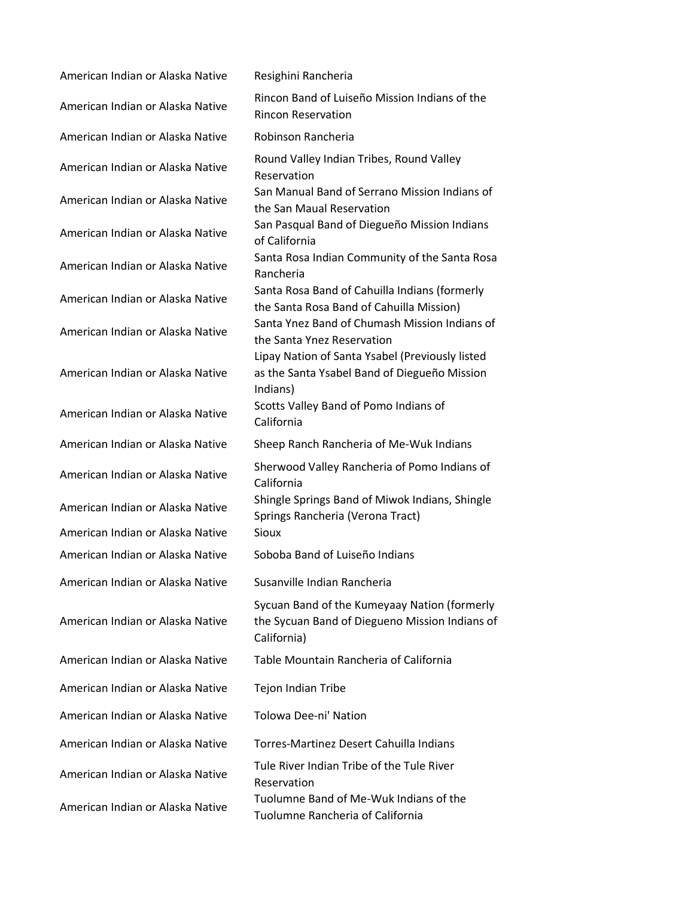| | |
|---|---|
| American Indian or Alaska Native | Resighini Rancheria |
| American Indian or Alaska Native | Rincon Band of Luiseño Mission Indians of the Rincon Reservation |
| American Indian or Alaska Native | Robinson Rancheria |
| American Indian or Alaska Native | Round Valley Indian Tribes, Round Valley Reservation |
| American Indian or Alaska Native | San Manual Band of Serrano Mission Indians of the San Maual Reservation |
| American Indian or Alaska Native | San Pasqual Band of Diegueño Mission Indians of California |
| American Indian or Alaska Native | Santa Rosa Indian Community of the Santa Rosa Rancheria |
| American Indian or Alaska Native | Santa Rosa Band of Cahuilla Indians (formerly the Santa Rosa Band of Cahuilla Mission) |
| American Indian or Alaska Native | Santa Ynez Band of Chumash Mission Indians of the Santa Ynez Reservation |
| American Indian or Alaska Native | Lipay Nation of Santa Ysabel (Previously listed as the Santa Ysabel Band of Diegueño Mission Indians) |
| American Indian or Alaska Native | Scotts Valley Band of Pomo Indians of California |
| American Indian or Alaska Native | Sheep Ranch Rancheria of Me-Wuk Indians |
| American Indian or Alaska Native | Sherwood Valley Rancheria of Pomo Indians of California |
| American Indian or Alaska Native | Shingle Springs Band of Miwok Indians, Shingle Springs Rancheria (Verona Tract) |
| American Indian or Alaska Native | Sioux |
| American Indian or Alaska Native | Soboba Band of Luiseño Indians |
| American Indian or Alaska Native | Susanville Indian Rancheria |
| American Indian or Alaska Native | Sycuan Band of the Kumeyaay Nation (formerly the Sycuan Band of Diegueno Mission Indians of California) |
| American Indian or Alaska Native | Table Mountain Rancheria of California |
| American Indian or Alaska Native | Tejon Indian Tribe |
| American Indian or Alaska Native | Tolowa Dee-ni' Nation |
| American Indian or Alaska Native | Torres-Martinez Desert Cahuilla Indians |
| American Indian or Alaska Native | Tule River Indian Tribe of the Tule River Reservation |
| American Indian or Alaska Native | Tuolumne Band of Me-Wuk Indians of the Tuolumne Rancheria of California |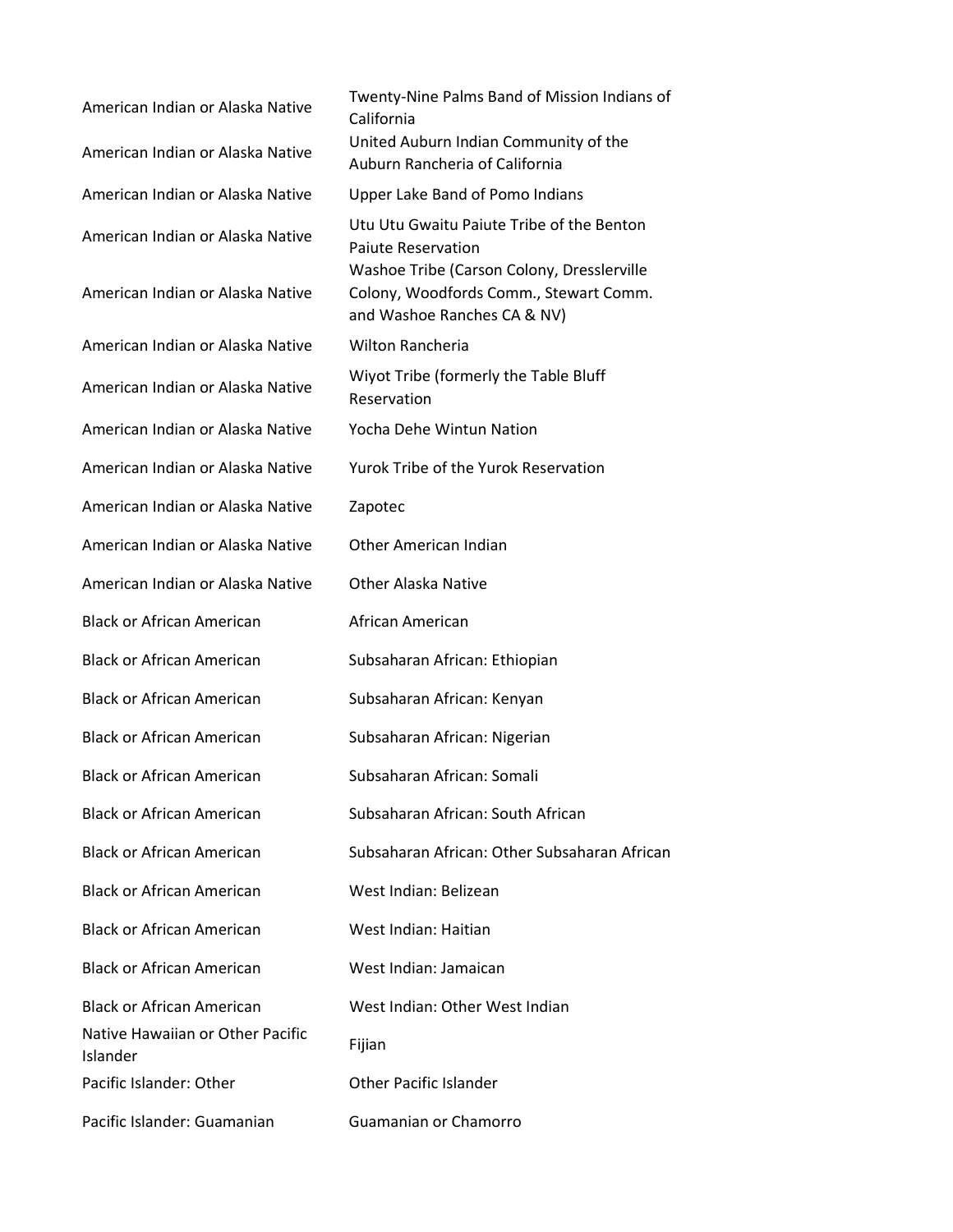| | |
|---|---|
| American Indian or Alaska Native | Twenty-Nine Palms Band of Mission Indians of California |
| American Indian or Alaska Native | United Auburn Indian Community of the Auburn Rancheria of California |
| American Indian or Alaska Native | Upper Lake Band of Pomo Indians |
| American Indian or Alaska Native | Utu Utu Gwaitu Paiute Tribe of the Benton Paiute Reservation |
| American Indian or Alaska Native | Washoe Tribe (Carson Colony, Dresslerville Colony, Woodfords Comm., Stewart Comm. and Washoe Ranches CA & NV) |
| American Indian or Alaska Native | Wilton Rancheria |
| American Indian or Alaska Native | Wiyot Tribe (formerly the Table Bluff Reservation |
| American Indian or Alaska Native | Yocha Dehe Wintun Nation |
| American Indian or Alaska Native | Yurok Tribe of the Yurok Reservation |
| American Indian or Alaska Native | Zapotec |
| American Indian or Alaska Native | Other American Indian |
| American Indian or Alaska Native | Other Alaska Native |
| Black or African American | African American |
| Black or African American | Subsaharan African: Ethiopian |
| Black or African American | Subsaharan African: Kenyan |
| Black or African American | Subsaharan African: Nigerian |
| Black or African American | Subsaharan African: Somali |
| Black or African American | Subsaharan African: South African |
| Black or African American | Subsaharan African: Other Subsaharan African |
| Black or African American | West Indian: Belizean |
| Black or African American | West Indian: Haitian |
| Black or African American | West Indian: Jamaican |
| Black or African American | West Indian: Other West Indian |
| Native Hawaiian or Other Pacific Islander | Fijian |
| Pacific Islander: Other | Other Pacific Islander |
| Pacific Islander: Guamanian | Guamanian or Chamorro |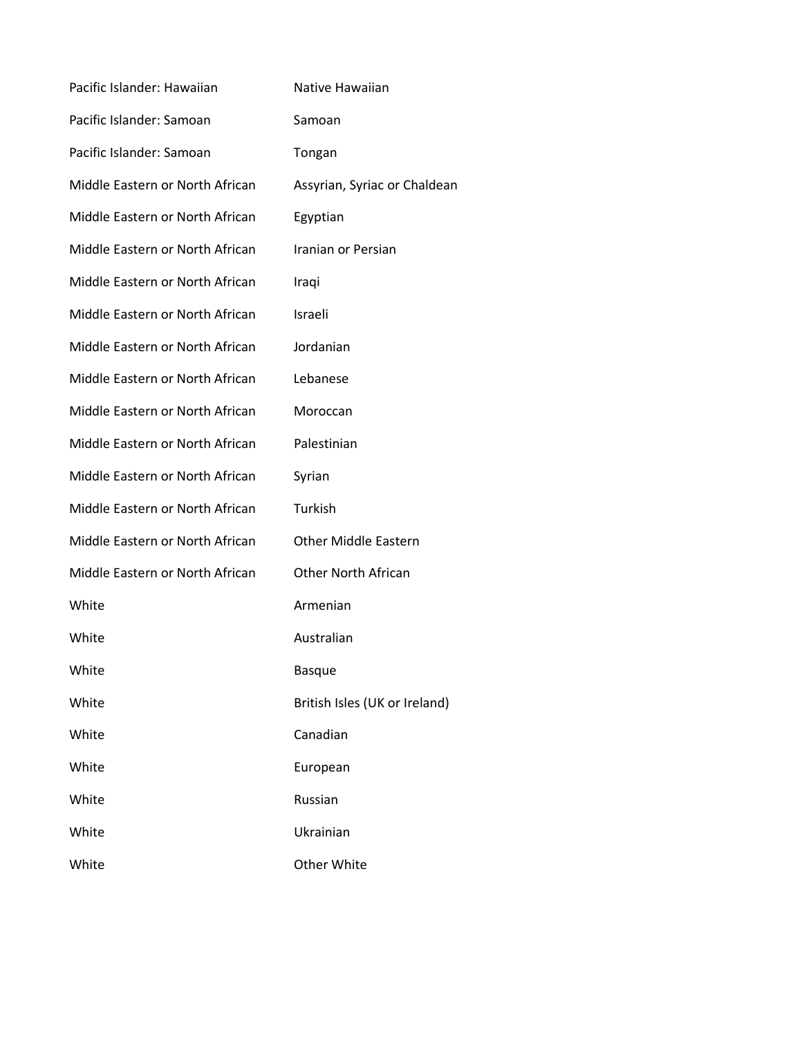| | |
|---|---|
| Pacific Islander: Hawaiian | Native Hawaiian |
| Pacific Islander: Samoan | Samoan |
| Pacific Islander: Samoan | Tongan |
| Middle Eastern or North African | Assyrian, Syriac or Chaldean |
| Middle Eastern or North African | Egyptian |
| Middle Eastern or North African | Iranian or Persian |
| Middle Eastern or North African | Iraqi |
| Middle Eastern or North African | Israeli |
| Middle Eastern or North African | Jordanian |
| Middle Eastern or North African | Lebanese |
| Middle Eastern or North African | Moroccan |
| Middle Eastern or North African | Palestinian |
| Middle Eastern or North African | Syrian |
| Middle Eastern or North African | Turkish |
| Middle Eastern or North African | Other Middle Eastern |
| Middle Eastern or North African | Other North African |
| White | Armenian |
| White | Australian |
| White | Basque |
| White | British Isles (UK or Ireland) |
| White | Canadian |
| White | European |
| White | Russian |
| White | Ukrainian |
| White | Other White |